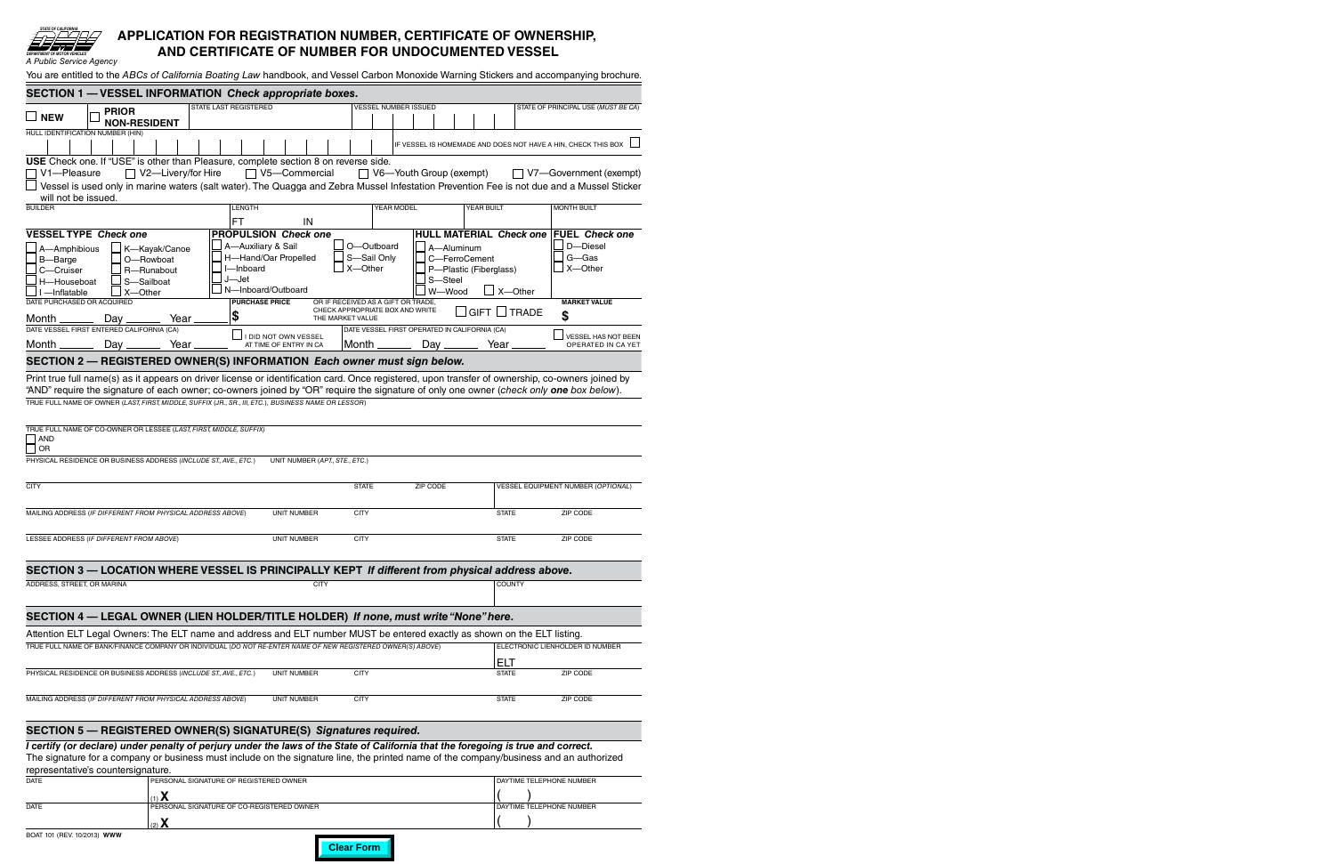STATE OF CALIFORNIA
DEPARTMENT OF MOTOR VEHICLES
*A Public Service Agency*

# APPLICATION FOR REGISTRATION NUMBER, CERTIFICATE OF OWNERSHIP, AND CERTIFICATE OF NUMBER FOR UNDOCUMENTED VESSEL

You are entitled to the *ABCs of California Boating Law* handbook, and Vessel Carbon Monoxide Warning Stickers and accompanying brochure.

## SECTION 1 — VESSEL INFORMATION *Check appropriate boxes.*

☐ **NEW** ☐ **PRIOR NON-RESIDENT** | STATE LAST REGISTERED | VESSEL NUMBER ISSUED | STATE OF PRINCIPAL USE (*MUST BE CA*)

HULL IDENTIFICATION NUMBER (HIN) | IF VESSEL IS HOMEMADE AND DOES NOT HAVE A HIN, CHECK THIS BOX ☐

**USE** Check one. If "USE" is other than Pleasure, complete section 8 on reverse side.

☐ V1—Pleasure ☐ V2—Livery/for Hire ☐ V5—Commercial ☐ V6—Youth Group (exempt) ☐ V7—Government (exempt)

☐ Vessel is used only in marine waters (salt water). The Quagga and Zebra Mussel Infestation Prevention Fee is not due and a Mussel Sticker will not be issued.

| BUILDER | LENGTH | YEAR MODEL | YEAR BUILT | MONTH BUILT |
|---|---|---|---|---|
| | FT IN | | | |

| VESSEL TYPE *Check one* | | PROPULSION *Check one* | | HULL MATERIAL *Check one* | | FUEL *Check one* |
|---|---|---|---|---|---|---|
| ☐ A—Amphibious | ☐ K—Kayak/Canoe | ☐ A—Auxiliary & Sail | ☐ O—Outboard | ☐ A—Aluminum | | ☐ D—Diesel |
| ☐ B—Barge | ☐ O—Rowboat | ☐ H—Hand/Oar Propelled | ☐ S—Sail Only | ☐ C—FerroCement | | ☐ G—Gas |
| ☐ C—Cruiser | ☐ R—Runabout | ☐ I—Inboard | ☐ X—Other | ☐ P—Plastic (Fiberglass) | | ☐ X—Other |
| ☐ H—Houseboat | ☐ S—Sailboat | ☐ J—Jet | | ☐ S—Steel | | |
| ☐ I—Inflatable | ☐ X—Other | ☐ N—Inboard/Outboard | | ☐ W—Wood | ☐ X—Other | |

| DATE PURCHASED OR ACQUIRED | PURCHASE PRICE | OR IF RECEIVED AS A GIFT OR TRADE, CHECK APPROPRIATE BOX AND WRITE THE MARKET VALUE | MARKET VALUE |
|---|---|---|---|
| Month ______ Day ______ Year ______ | $ | ☐ GIFT ☐ TRADE | $ |

| DATE VESSEL FIRST ENTERED CALIFORNIA (CA) | | DATE VESSEL FIRST OPERATED IN CALIFORNIA (CA) | |
|---|---|---|---|
| Month ______ Day ______ Year ______ | ☐ I DID NOT OWN VESSEL AT TIME OF ENTRY IN CA | Month ______ Day ______ Year ______ | ☐ VESSEL HAS NOT BEEN OPERATED IN CA YET |

## SECTION 2 — REGISTERED OWNER(S) INFORMATION *Each owner must sign below.*

Print true full name(s) as it appears on driver license or identification card. Once registered, upon transfer of ownership, co-owners joined by "AND" require the signature of each owner; co-owners joined by "OR" require the signature of only one owner (*check only **one** box below*).

TRUE FULL NAME OF OWNER (*LAST, FIRST, MIDDLE, SUFFIX (JR., SR., III, ETC.), BUSINESS NAME OR LESSOR*)

TRUE FULL NAME OF CO-OWNER OR LESSEE (*LAST, FIRST, MIDDLE, SUFFIX*)

☐ AND
☐ OR

| PHYSICAL RESIDENCE OR BUSINESS ADDRESS (*INCLUDE ST., AVE., ETC.*) | UNIT NUMBER (*APT., STE., ETC.*) | | | |
|---|---|---|---|---|
| CITY | STATE | ZIP CODE | VESSEL EQUIPMENT NUMBER (*OPTIONAL*) | |
| MAILING ADDRESS (*IF DIFFERENT FROM PHYSICAL ADDRESS ABOVE*) | UNIT NUMBER | CITY | STATE | ZIP CODE |
| LESSEE ADDRESS (*IF DIFFERENT FROM ABOVE*) | UNIT NUMBER | CITY | STATE | ZIP CODE |

## SECTION 3 — LOCATION WHERE VESSEL IS PRINCIPALLY KEPT *If different from physical address above.*

| ADDRESS, STREET, OR MARINA | CITY | COUNTY |
|---|---|---|
| | | |

## SECTION 4 — LEGAL OWNER (LIEN HOLDER/TITLE HOLDER) *If none, must write "None" here.*

Attention ELT Legal Owners: The ELT name and address and ELT number MUST be entered exactly as shown on the ELT listing.

| TRUE FULL NAME OF BANK/FINANCE COMPANY OR INDIVIDUAL (*DO NOT RE-ENTER NAME OF NEW REGISTERED OWNER(S) ABOVE*) | | | ELECTRONIC LIENHOLDER ID NUMBER | |
|---|---|---|---|---|
| | | | ELT | |
| PHYSICAL RESIDENCE OR BUSINESS ADDRESS (*INCLUDE ST., AVE., ETC.*) | UNIT NUMBER | CITY | STATE | ZIP CODE |
| MAILING ADDRESS (*IF DIFFERENT FROM PHYSICAL ADDRESS ABOVE*) | UNIT NUMBER | CITY | STATE | ZIP CODE |

## SECTION 5 — REGISTERED OWNER(S) SIGNATURE(S) *Signatures required.*

***I certify (or declare) under penalty of perjury under the laws of the State of California that the foregoing is true and correct.***

The signature for a company or business must include on the signature line, the printed name of the company/business and an authorized representative's countersignature.

| DATE | PERSONAL SIGNATURE OF REGISTERED OWNER | DAYTIME TELEPHONE NUMBER |
|---|---|---|
| | (1) **X** | ( ) |
| DATE | PERSONAL SIGNATURE OF CO-REGISTERED OWNER | DAYTIME TELEPHONE NUMBER |
| | (2) **X** | ( ) |

BOAT 101 (REV. 10/2013) **WWW**

Clear Form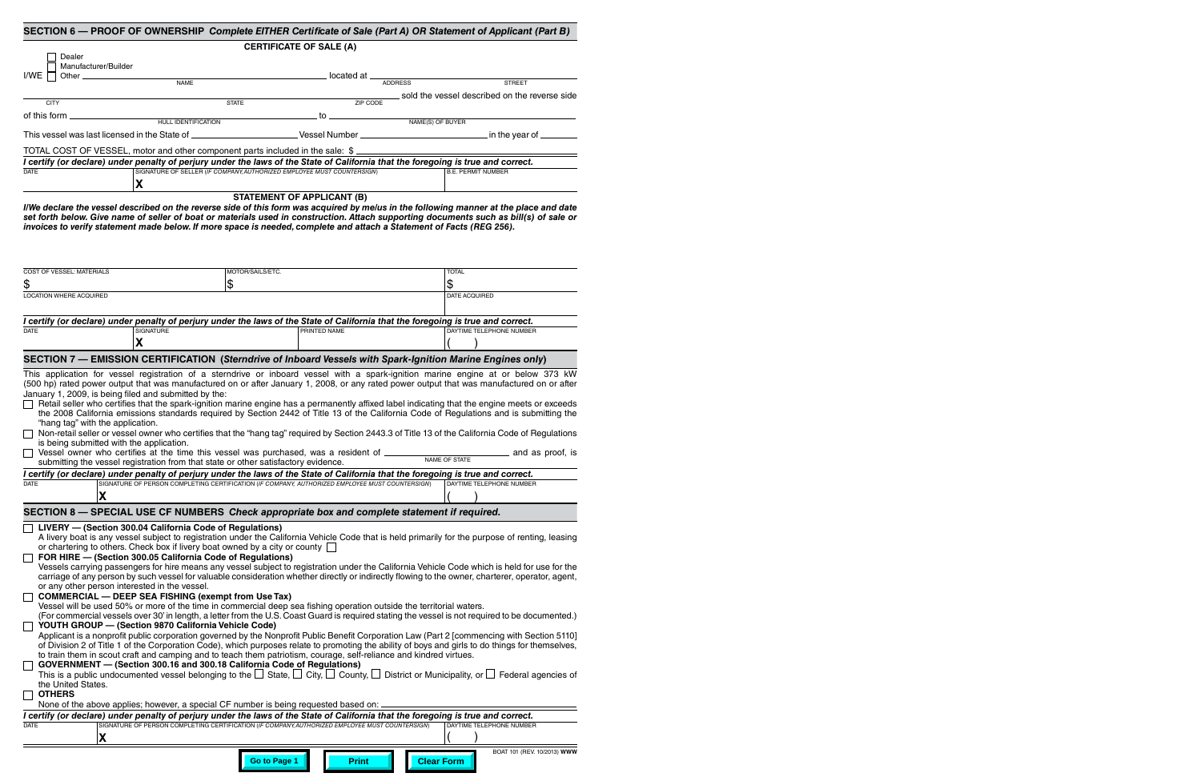## SECTION 6 — PROOF OF OWNERSHIP *Complete EITHER Certificate of Sale (Part A) OR Statement of Applicant (Part B)*

### CERTIFICATE OF SALE (A)

I/WE ☐ Dealer ☐ Manufacturer/Builder ☐ Other ____________ (NAME) located at ____________ (ADDRESS) (STREET)

____________ (CITY) ____________ (STATE) ____________ (ZIP CODE) sold the vessel described on the reverse side

of this form ____________ (HULL IDENTIFICATION) to ____________ (NAME(S) OF BUYER)

This vessel was last licensed in the State of ____________ Vessel Number ____________ in the year of ________

TOTAL COST OF VESSEL, motor and other component parts included in the sale: $ ____________

*I certify (or declare) under penalty of perjury under the laws of the State of California that the foregoing is true and correct.*

| DATE | SIGNATURE OF SELLER (*IF COMPANY, AUTHORIZED EMPLOYEE MUST COUNTERSIGN*) | B.E. PERMIT NUMBER |
|---|---|---|
| | X | |

### STATEMENT OF APPLICANT (B)

***I/We declare the vessel described on the reverse side of this form was acquired by me/us in the following manner at the place and date set forth below. Give name of seller of boat or materials used in construction. Attach supporting documents such as bill(s) of sale or invoices to verify statement made below. If more space is needed, complete and attach a Statement of Facts (REG 256).***

| COST OF VESSEL: MATERIALS | MOTOR/SAILS/ETC. | TOTAL |
|---|---|---|
| $ | $ | $ |
| LOCATION WHERE ACQUIRED | | DATE ACQUIRED |
| | | |

*I certify (or declare) under penalty of perjury under the laws of the State of California that the foregoing is true and correct.*

| DATE | SIGNATURE | PRINTED NAME | DAYTIME TELEPHONE NUMBER |
|---|---|---|---|
| | X | | ( ) |

## SECTION 7 — EMISSION CERTIFICATION (*Sterndrive of Inboard Vessels with Spark-Ignition Marine Engines only*)

This application for vessel registration of a sterndrive or inboard vessel with a spark-ignition marine engine at or below 373 kW (500 hp) rated power output that was manufactured on or after January 1, 2008, or any rated power output that was manufactured on or after January 1, 2009, is being filed and submitted by the:

☐ Retail seller who certifies that the spark-ignition marine engine has a permanently affixed label indicating that the engine meets or exceeds the 2008 California emissions standards required by Section 2442 of Title 13 of the California Code of Regulations and is submitting the "hang tag" with the application.

☐ Non-retail seller or vessel owner who certifies that the "hang tag" required by Section 2443.3 of Title 13 of the California Code of Regulations is being submitted with the application.

☐ Vessel owner who certifies at the time this vessel was purchased, was a resident of ____________ (NAME OF STATE) and as proof, is submitting the vessel registration from that state or other satisfactory evidence.

*I certify (or declare) under penalty of perjury under the laws of the State of California that the foregoing is true and correct.*

| DATE | SIGNATURE OF PERSON COMPLETING CERTIFICATION (*IF COMPANY, AUTHORIZED EMPLOYEE MUST COUNTERSIGN*) | DAYTIME TELEPHONE NUMBER |
|---|---|---|
| | X | ( ) |

## SECTION 8 — SPECIAL USE CF NUMBERS *Check appropriate box and complete statement if required.*

☐ **LIVERY — (Section 300.04 California Code of Regulations)**
A livery boat is any vessel subject to registration under the California Vehicle Code that is held primarily for the purpose of renting, leasing or chartering to others. Check box if livery boat owned by a city or county ☐

☐ **FOR HIRE — (Section 300.05 California Code of Regulations)**
Vessels carrying passengers for hire means any vessel subject to registration under the California Vehicle Code which is held for use for the carriage of any person by such vessel for valuable consideration whether directly or indirectly flowing to the owner, charterer, operator, agent, or any other person interested in the vessel.

☐ **COMMERCIAL — DEEP SEA FISHING (exempt from Use Tax)**
Vessel will be used 50% or more of the time in commercial deep sea fishing operation outside the territorial waters.
(For commercial vessels over 30' in length, a letter from the U.S. Coast Guard is required stating the vessel is not required to be documented.)

☐ **YOUTH GROUP — (Section 9870 California Vehicle Code)**
Applicant is a nonprofit public corporation governed by the Nonprofit Public Benefit Corporation Law (Part 2 [commencing with Section 5110] of Division 2 of Title 1 of the Corporation Code), which purposes relate to promoting the ability of boys and girls to do things for themselves, to train them in scout craft and camping and to teach them patriotism, courage, self-reliance and kindred virtues.

☐ **GOVERNMENT — (Section 300.16 and 300.18 California Code of Regulations)**
This is a public undocumented vessel belonging to the ☐ State, ☐ City, ☐ County, ☐ District or Municipality, or ☐ Federal agencies of the United States.

☐ **OTHERS**
None of the above applies; however, a special CF number is being requested based on: ____________

*I certify (or declare) under penalty of perjury under the laws of the State of California that the foregoing is true and correct.*

| DATE | SIGNATURE OF PERSON COMPLETING CERTIFICATION (*IF COMPANY, AUTHORIZED EMPLOYEE MUST COUNTERSIGN*) | DAYTIME TELEPHONE NUMBER |
|---|---|---|
| | X | ( ) |

Go to Page 1 | Print | Clear Form

BOAT 101 (REV. 10/2013) **WWW**